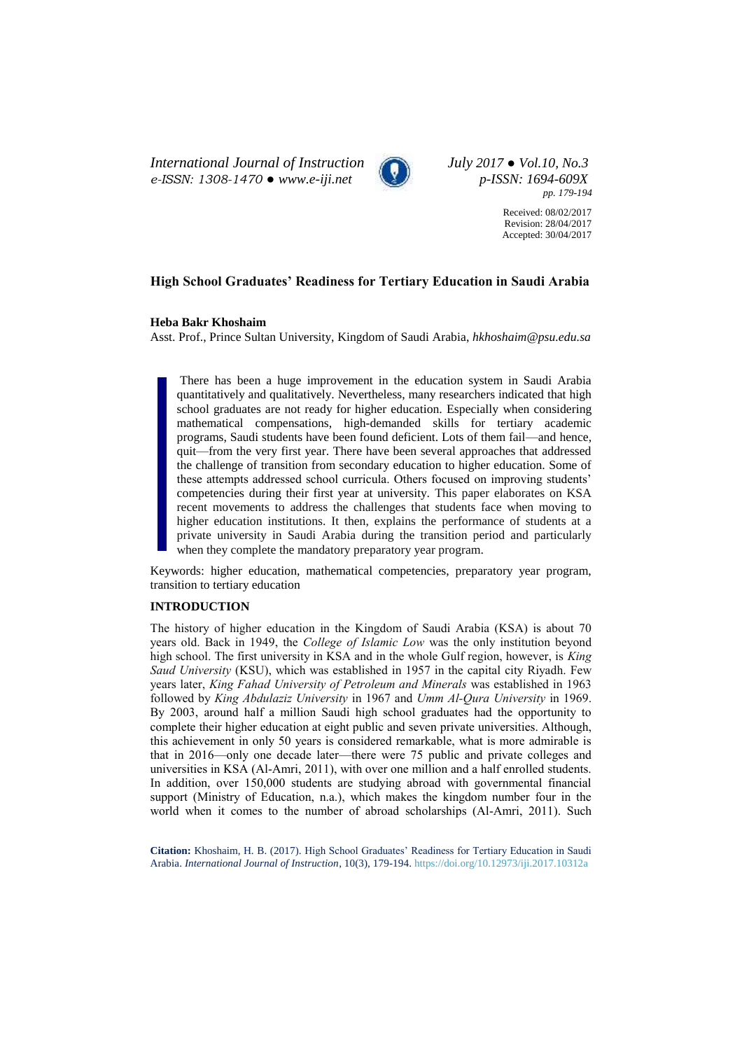# High School Graduates' Readiness for Tertiary Education in Saudi Arabia

**Heba Bakr Khoshaim**

Asst. Prof., Prince Sultan University, Kingdom of Saudi Arabia, *hkhoshaim@psu.edu.sa*

Received: 08/02/2017
Revision: 28/04/2017
Accepted: 30/04/2017

There has been a huge improvement in the education system in Saudi Arabia quantitatively and qualitatively. Nevertheless, many researchers indicated that high school graduates are not ready for higher education. Especially when considering mathematical compensations, high-demanded skills for tertiary academic programs, Saudi students have been found deficient. Lots of them fail—and hence, quit—from the very first year. There have been several approaches that addressed the challenge of transition from secondary education to higher education. Some of these attempts addressed school curricula. Others focused on improving students' competencies during their first year at university. This paper elaborates on KSA recent movements to address the challenges that students face when moving to higher education institutions. It then, explains the performance of students at a private university in Saudi Arabia during the transition period and particularly when they complete the mandatory preparatory year program.

Keywords: higher education, mathematical competencies, preparatory year program, transition to tertiary education

## INTRODUCTION

The history of higher education in the Kingdom of Saudi Arabia (KSA) is about 70 years old. Back in 1949, the *College of Islamic Low* was the only institution beyond high school. The first university in KSA and in the whole Gulf region, however, is *King Saud University* (KSU), which was established in 1957 in the capital city Riyadh. Few years later, *King Fahad University of Petroleum and Minerals* was established in 1963 followed by *King Abdulaziz University* in 1967 and *Umm Al-Qura University* in 1969. By 2003, around half a million Saudi high school graduates had the opportunity to complete their higher education at eight public and seven private universities. Although, this achievement in only 50 years is considered remarkable, what is more admirable is that in 2016—only one decade later—there were 75 public and private colleges and universities in KSA (Al-Amri, 2011), with over one million and a half enrolled students. In addition, over 150,000 students are studying abroad with governmental financial support (Ministry of Education, n.a.), which makes the kingdom number four in the world when it comes to the number of abroad scholarships (Al-Amri, 2011). Such

**Citation:** Khoshaim, H. B. (2017). High School Graduates' Readiness for Tertiary Education in Saudi Arabia. *International Journal of Instruction*, 10(3), 179-194. https://doi.org/10.12973/iji.2017.10312a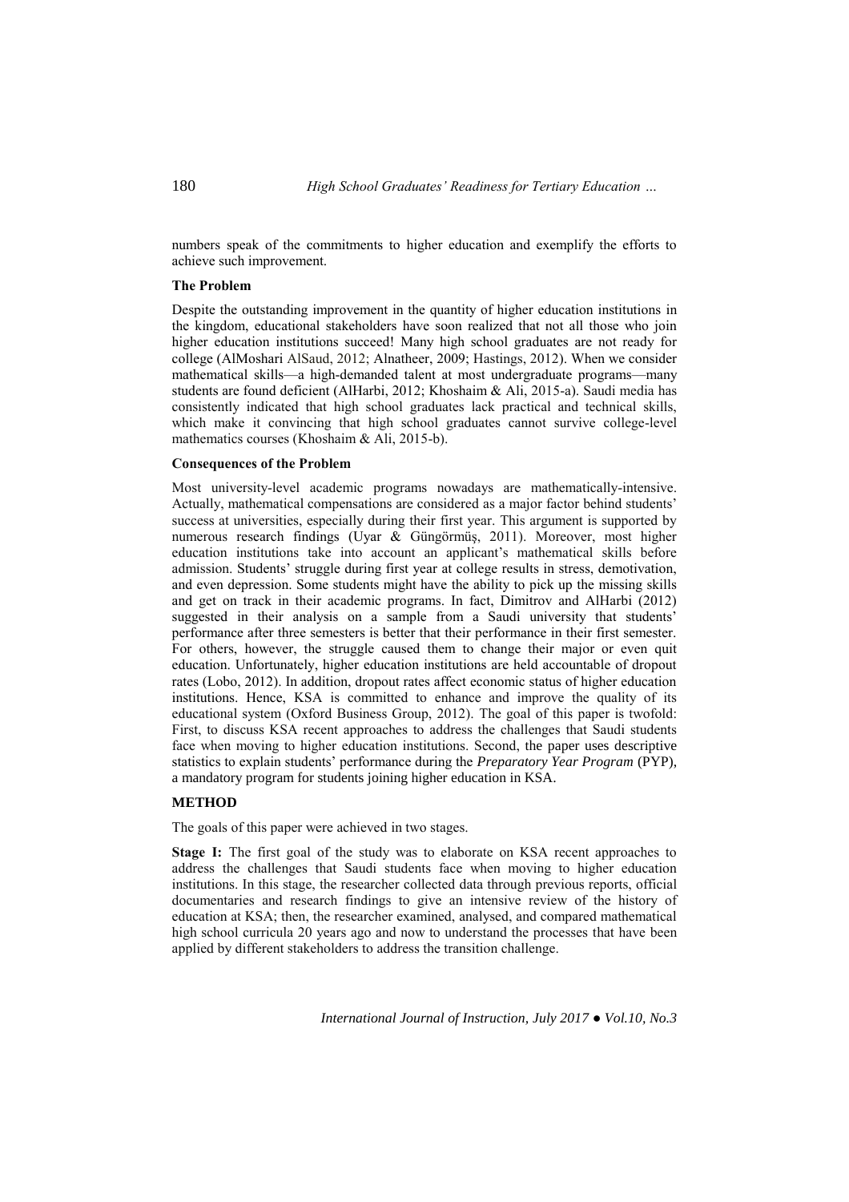numbers speak of the commitments to higher education and exemplify the efforts to achieve such improvement.

### The Problem

Despite the outstanding improvement in the quantity of higher education institutions in the kingdom, educational stakeholders have soon realized that not all those who join higher education institutions succeed! Many high school graduates are not ready for college (AlMoshari AlSaud, 2012; Alnatheer, 2009; Hastings, 2012). When we consider mathematical skills—a high-demanded talent at most undergraduate programs—many students are found deficient (AlHarbi, 2012; Khoshaim & Ali, 2015-a). Saudi media has consistently indicated that high school graduates lack practical and technical skills, which make it convincing that high school graduates cannot survive college-level mathematics courses (Khoshaim & Ali, 2015-b).

### Consequences of the Problem

Most university-level academic programs nowadays are mathematically-intensive. Actually, mathematical compensations are considered as a major factor behind students' success at universities, especially during their first year. This argument is supported by numerous research findings (Uyar & Güngörmüş, 2011). Moreover, most higher education institutions take into account an applicant's mathematical skills before admission. Students' struggle during first year at college results in stress, demotivation, and even depression. Some students might have the ability to pick up the missing skills and get on track in their academic programs. In fact, Dimitrov and AlHarbi (2012) suggested in their analysis on a sample from a Saudi university that students' performance after three semesters is better that their performance in their first semester. For others, however, the struggle caused them to change their major or even quit education. Unfortunately, higher education institutions are held accountable of dropout rates (Lobo, 2012). In addition, dropout rates affect economic status of higher education institutions. Hence, KSA is committed to enhance and improve the quality of its educational system (Oxford Business Group, 2012). The goal of this paper is twofold: First, to discuss KSA recent approaches to address the challenges that Saudi students face when moving to higher education institutions. Second, the paper uses descriptive statistics to explain students' performance during the *Preparatory Year Program* (PYP), a mandatory program for students joining higher education in KSA.

## METHOD

The goals of this paper were achieved in two stages.

**Stage I:** The first goal of the study was to elaborate on KSA recent approaches to address the challenges that Saudi students face when moving to higher education institutions. In this stage, the researcher collected data through previous reports, official documentaries and research findings to give an intensive review of the history of education at KSA; then, the researcher examined, analysed, and compared mathematical high school curricula 20 years ago and now to understand the processes that have been applied by different stakeholders to address the transition challenge.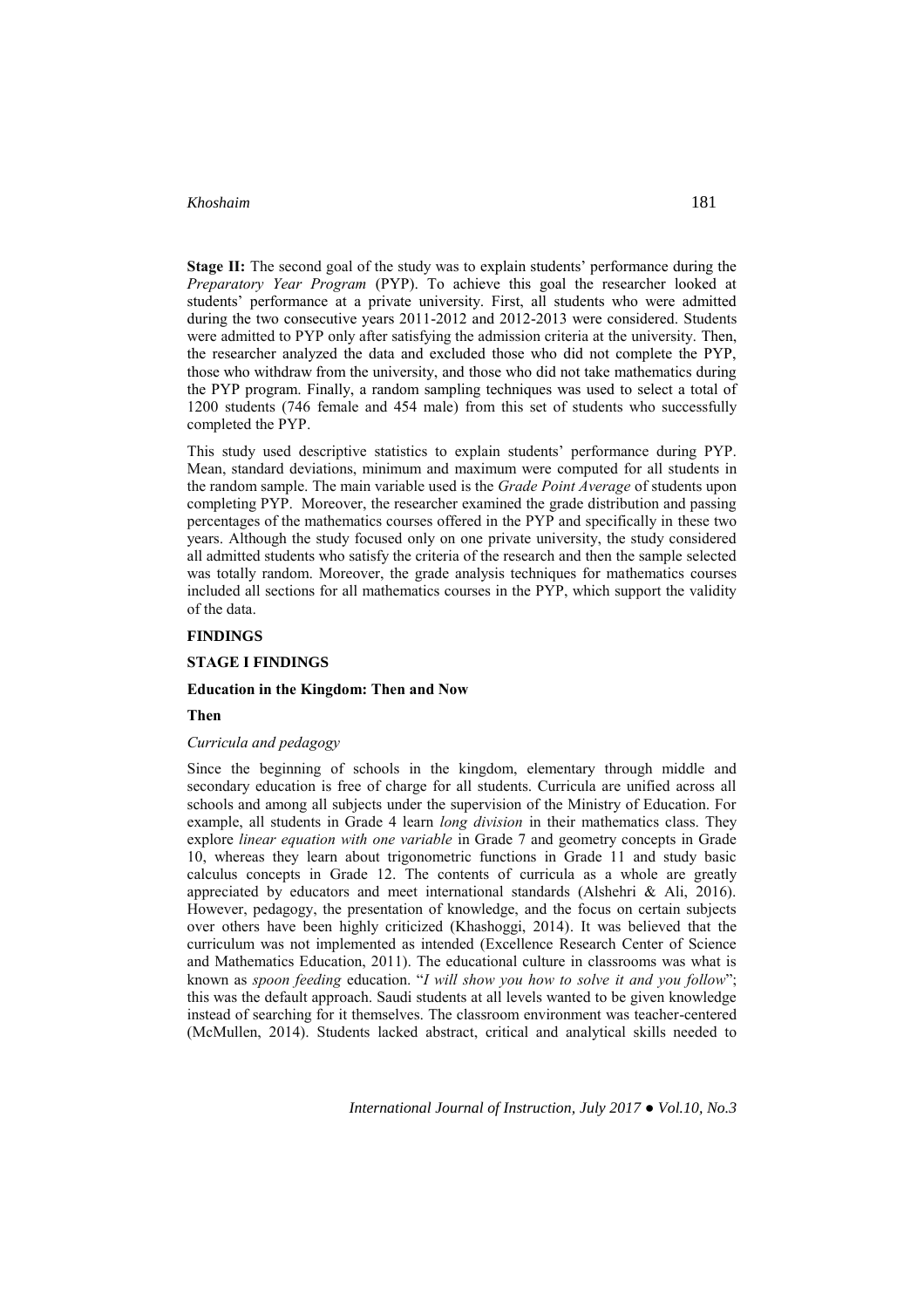**Stage II:** The second goal of the study was to explain students' performance during the *Preparatory Year Program* (PYP). To achieve this goal the researcher looked at students' performance at a private university. First, all students who were admitted during the two consecutive years 2011-2012 and 2012-2013 were considered. Students were admitted to PYP only after satisfying the admission criteria at the university. Then, the researcher analyzed the data and excluded those who did not complete the PYP, those who withdraw from the university, and those who did not take mathematics during the PYP program. Finally, a random sampling techniques was used to select a total of 1200 students (746 female and 454 male) from this set of students who successfully completed the PYP.

This study used descriptive statistics to explain students' performance during PYP. Mean, standard deviations, minimum and maximum were computed for all students in the random sample. The main variable used is the *Grade Point Average* of students upon completing PYP. Moreover, the researcher examined the grade distribution and passing percentages of the mathematics courses offered in the PYP and specifically in these two years. Although the study focused only on one private university, the study considered all admitted students who satisfy the criteria of the research and then the sample selected was totally random. Moreover, the grade analysis techniques for mathematics courses included all sections for all mathematics courses in the PYP, which support the validity of the data.

## FINDINGS

## STAGE I FINDINGS

### Education in the Kingdom: Then and Now

#### Then

*Curricula and pedagogy*

Since the beginning of schools in the kingdom, elementary through middle and secondary education is free of charge for all students. Curricula are unified across all schools and among all subjects under the supervision of the Ministry of Education. For example, all students in Grade 4 learn *long division* in their mathematics class. They explore *linear equation with one variable* in Grade 7 and geometry concepts in Grade 10, whereas they learn about trigonometric functions in Grade 11 and study basic calculus concepts in Grade 12. The contents of curricula as a whole are greatly appreciated by educators and meet international standards (Alshehri & Ali, 2016). However, pedagogy, the presentation of knowledge, and the focus on certain subjects over others have been highly criticized (Khashoggi, 2014). It was believed that the curriculum was not implemented as intended (Excellence Research Center of Science and Mathematics Education, 2011). The educational culture in classrooms was what is known as *spoon feeding* education. "*I will show you how to solve it and you follow*"; this was the default approach. Saudi students at all levels wanted to be given knowledge instead of searching for it themselves. The classroom environment was teacher-centered (McMullen, 2014). Students lacked abstract, critical and analytical skills needed to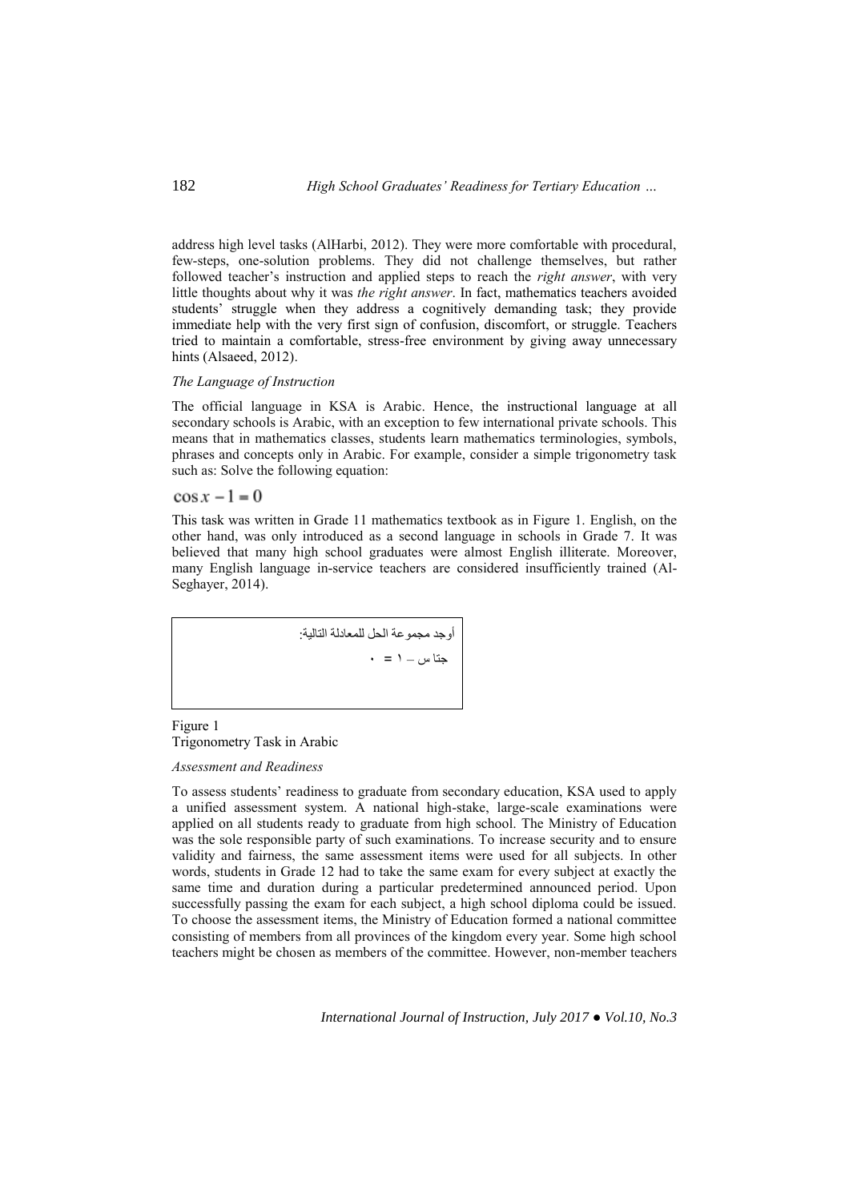address high level tasks (AlHarbi, 2012). They were more comfortable with procedural, few-steps, one-solution problems. They did not challenge themselves, but rather followed teacher's instruction and applied steps to reach the *right answer*, with very little thoughts about why it was *the right answer*. In fact, mathematics teachers avoided students' struggle when they address a cognitively demanding task; they provide immediate help with the very first sign of confusion, discomfort, or struggle. Teachers tried to maintain a comfortable, stress-free environment by giving away unnecessary hints (Alsaeed, 2012).

*The Language of Instruction*

The official language in KSA is Arabic. Hence, the instructional language at all secondary schools is Arabic, with an exception to few international private schools. This means that in mathematics classes, students learn mathematics terminologies, symbols, phrases and concepts only in Arabic. For example, consider a simple trigonometry task such as: Solve the following equation:

$$\cos x - 1 = 0$$

This task was written in Grade 11 mathematics textbook as in Figure 1. English, on the other hand, was only introduced as a second language in schools in Grade 7. It was believed that many high school graduates were almost English illiterate. Moreover, many English language in-service teachers are considered insufficiently trained (Al-Seghayer, 2014).

أوجد مجموعة الحل للمعادلة التالية:

جتا س – ١ = ٠

Figure 1
Trigonometry Task in Arabic

*Assessment and Readiness*

To assess students' readiness to graduate from secondary education, KSA used to apply a unified assessment system. A national high-stake, large-scale examinations were applied on all students ready to graduate from high school. The Ministry of Education was the sole responsible party of such examinations. To increase security and to ensure validity and fairness, the same assessment items were used for all subjects. In other words, students in Grade 12 had to take the same exam for every subject at exactly the same time and duration during a particular predetermined announced period. Upon successfully passing the exam for each subject, a high school diploma could be issued. To choose the assessment items, the Ministry of Education formed a national committee consisting of members from all provinces of the kingdom every year. Some high school teachers might be chosen as members of the committee. However, non-member teachers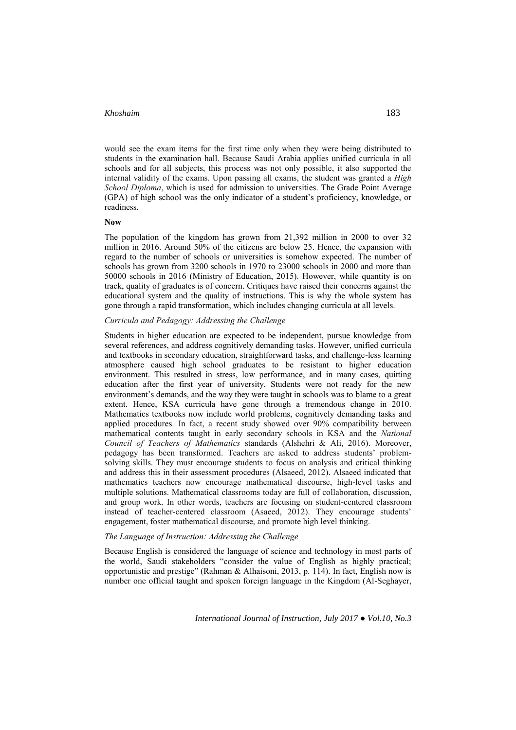would see the exam items for the first time only when they were being distributed to students in the examination hall. Because Saudi Arabia applies unified curricula in all schools and for all subjects, this process was not only possible, it also supported the internal validity of the exams. Upon passing all exams, the student was granted a *High School Diploma*, which is used for admission to universities. The Grade Point Average (GPA) of high school was the only indicator of a student's proficiency, knowledge, or readiness.

**Now**

The population of the kingdom has grown from 21,392 million in 2000 to over 32 million in 2016. Around 50% of the citizens are below 25. Hence, the expansion with regard to the number of schools or universities is somehow expected. The number of schools has grown from 3200 schools in 1970 to 23000 schools in 2000 and more than 50000 schools in 2016 (Ministry of Education, 2015). However, while quantity is on track, quality of graduates is of concern. Critiques have raised their concerns against the educational system and the quality of instructions. This is why the whole system has gone through a rapid transformation, which includes changing curricula at all levels.

*Curricula and Pedagogy: Addressing the Challenge*

Students in higher education are expected to be independent, pursue knowledge from several references, and address cognitively demanding tasks. However, unified curricula and textbooks in secondary education, straightforward tasks, and challenge-less learning atmosphere caused high school graduates to be resistant to higher education environment. This resulted in stress, low performance, and in many cases, quitting education after the first year of university. Students were not ready for the new environment's demands, and the way they were taught in schools was to blame to a great extent. Hence, KSA curricula have gone through a tremendous change in 2010. Mathematics textbooks now include world problems, cognitively demanding tasks and applied procedures. In fact, a recent study showed over 90% compatibility between mathematical contents taught in early secondary schools in KSA and the *National Council of Teachers of Mathematics* standards (Alshehri & Ali, 2016). Moreover, pedagogy has been transformed. Teachers are asked to address students' problem-solving skills. They must encourage students to focus on analysis and critical thinking and address this in their assessment procedures (Alsaeed, 2012). Alsaeed indicated that mathematics teachers now encourage mathematical discourse, high-level tasks and multiple solutions. Mathematical classrooms today are full of collaboration, discussion, and group work. In other words, teachers are focusing on student-centered classroom instead of teacher-centered classroom (Asaeed, 2012). They encourage students' engagement, foster mathematical discourse, and promote high level thinking.

*The Language of Instruction: Addressing the Challenge*

Because English is considered the language of science and technology in most parts of the world, Saudi stakeholders "consider the value of English as highly practical; opportunistic and prestige" (Rahman & Alhaisoni, 2013, p. 114). In fact, English now is number one official taught and spoken foreign language in the Kingdom (Al-Seghayer,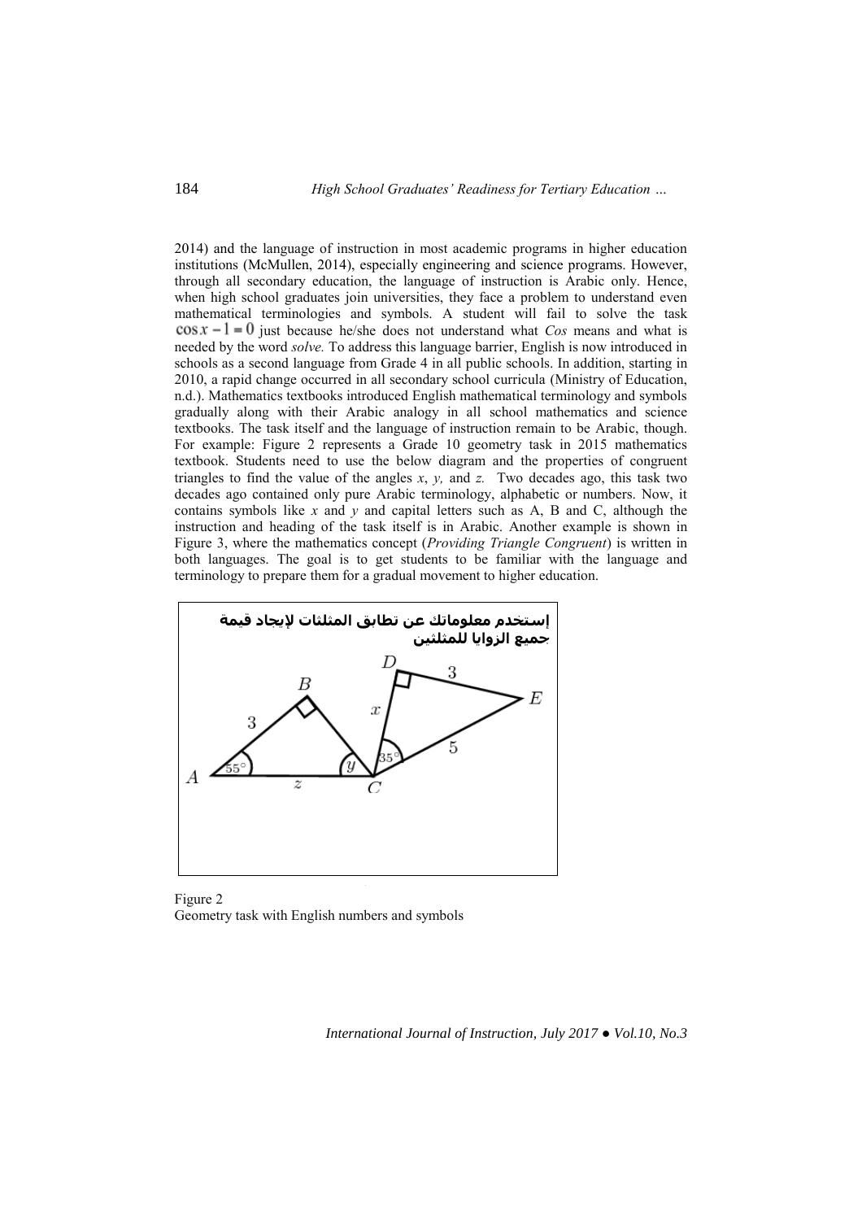2014) and the language of instruction in most academic programs in higher education institutions (McMullen, 2014), especially engineering and science programs. However, through all secondary education, the language of instruction is Arabic only. Hence, when high school graduates join universities, they face a problem to understand even mathematical terminologies and symbols. A student will fail to solve the task $\cos x - 1 = 0$ just because he/she does not understand what *Cos* means and what is needed by the word *solve.* To address this language barrier, English is now introduced in schools as a second language from Grade 4 in all public schools. In addition, starting in 2010, a rapid change occurred in all secondary school curricula (Ministry of Education, n.d.). Mathematics textbooks introduced English mathematical terminology and symbols gradually along with their Arabic analogy in all school mathematics and science textbooks. The task itself and the language of instruction remain to be Arabic, though. For example: Figure 2 represents a Grade 10 geometry task in 2015 mathematics textbook. Students need to use the below diagram and the properties of congruent triangles to find the value of the angles *x*, *y,* and *z.* Two decades ago, this task two decades ago contained only pure Arabic terminology, alphabetic or numbers. Now, it contains symbols like *x* and *y* and capital letters such as A, B and C, although the instruction and heading of the task itself is in Arabic. Another example is shown in Figure 3, where the mathematics concept (*Providing Triangle Congruent*) is written in both languages. The goal is to get students to be familiar with the language and terminology to prepare them for a gradual movement to higher education.

إستخدم معلوماتك عن تطابق المثلثات لإيجاد قيمة جميع الزوايا للمثلثين

Figure 2
Geometry task with English numbers and symbols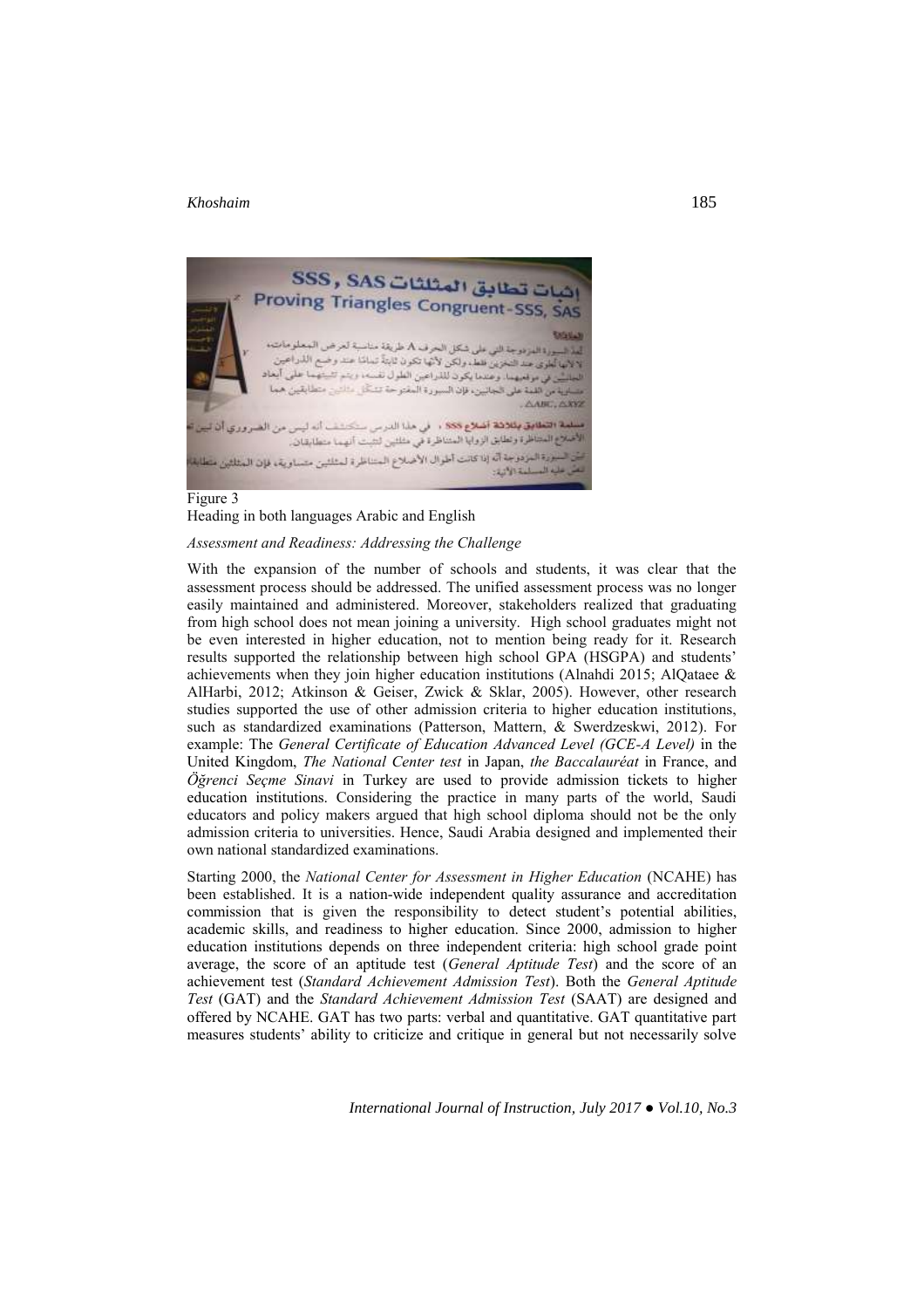Figure 3
Heading in both languages Arabic and English

*Assessment and Readiness: Addressing the Challenge*

With the expansion of the number of schools and students, it was clear that the assessment process should be addressed. The unified assessment process was no longer easily maintained and administered. Moreover, stakeholders realized that graduating from high school does not mean joining a university. High school graduates might not be even interested in higher education, not to mention being ready for it. Research results supported the relationship between high school GPA (HSGPA) and students' achievements when they join higher education institutions (Alnahdi 2015; AlQataee & AlHarbi, 2012; Atkinson & Geiser, Zwick & Sklar, 2005). However, other research studies supported the use of other admission criteria to higher education institutions, such as standardized examinations (Patterson, Mattern, & Swerdzeskwi, 2012). For example: The *General Certificate of Education Advanced Level (GCE-A Level)* in the United Kingdom, *The National Center test* in Japan, *the Baccalauréat* in France, and *Öğrenci Seçme Sinavi* in Turkey are used to provide admission tickets to higher education institutions. Considering the practice in many parts of the world, Saudi educators and policy makers argued that high school diploma should not be the only admission criteria to universities. Hence, Saudi Arabia designed and implemented their own national standardized examinations.

Starting 2000, the *National Center for Assessment in Higher Education* (NCAHE) has been established. It is a nation-wide independent quality assurance and accreditation commission that is given the responsibility to detect student's potential abilities, academic skills, and readiness to higher education. Since 2000, admission to higher education institutions depends on three independent criteria: high school grade point average, the score of an aptitude test (*General Aptitude Test*) and the score of an achievement test (*Standard Achievement Admission Test*). Both the *General Aptitude Test* (GAT) and the *Standard Achievement Admission Test* (SAAT) are designed and offered by NCAHE. GAT has two parts: verbal and quantitative. GAT quantitative part measures students' ability to criticize and critique in general but not necessarily solve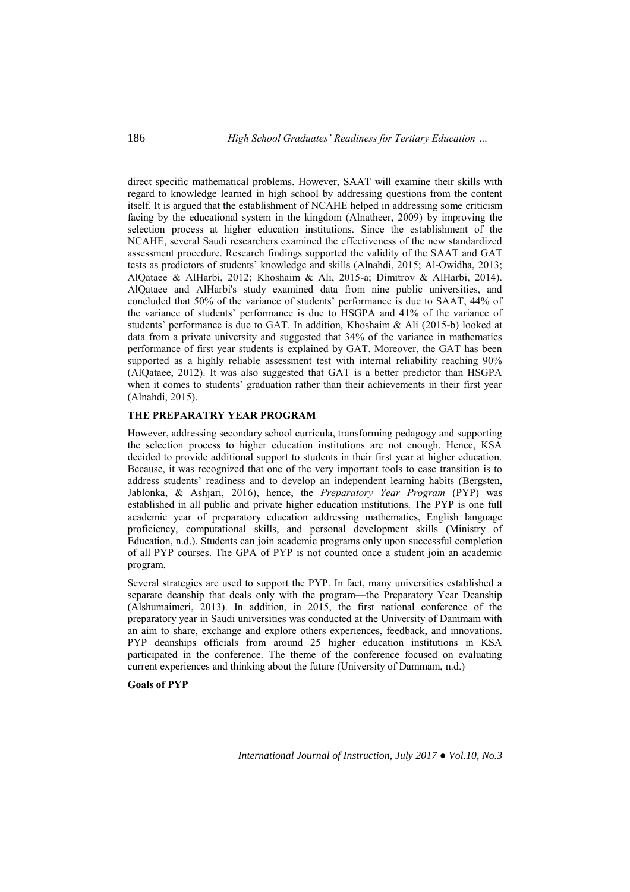direct specific mathematical problems. However, SAAT will examine their skills with regard to knowledge learned in high school by addressing questions from the content itself. It is argued that the establishment of NCAHE helped in addressing some criticism facing by the educational system in the kingdom (Alnatheer, 2009) by improving the selection process at higher education institutions. Since the establishment of the NCAHE, several Saudi researchers examined the effectiveness of the new standardized assessment procedure. Research findings supported the validity of the SAAT and GAT tests as predictors of students' knowledge and skills (Alnahdi, 2015; Al-Owidha, 2013; AlQataee & AlHarbi, 2012; Khoshaim & Ali, 2015-a; Dimitrov & AlHarbi, 2014). AlQataee and AlHarbi's study examined data from nine public universities, and concluded that 50% of the variance of students' performance is due to SAAT, 44% of the variance of students' performance is due to HSGPA and 41% of the variance of students' performance is due to GAT. In addition, Khoshaim & Ali (2015-b) looked at data from a private university and suggested that 34% of the variance in mathematics performance of first year students is explained by GAT. Moreover, the GAT has been supported as a highly reliable assessment test with internal reliability reaching 90% (AlQataee, 2012). It was also suggested that GAT is a better predictor than HSGPA when it comes to students' graduation rather than their achievements in their first year (Alnahdi, 2015).

## THE PREPARATRY YEAR PROGRAM

However, addressing secondary school curricula, transforming pedagogy and supporting the selection process to higher education institutions are not enough. Hence, KSA decided to provide additional support to students in their first year at higher education. Because, it was recognized that one of the very important tools to ease transition is to address students' readiness and to develop an independent learning habits (Bergsten, Jablonka, & Ashjari, 2016), hence, the *Preparatory Year Program* (PYP) was established in all public and private higher education institutions. The PYP is one full academic year of preparatory education addressing mathematics, English language proficiency, computational skills, and personal development skills (Ministry of Education, n.d.). Students can join academic programs only upon successful completion of all PYP courses. The GPA of PYP is not counted once a student join an academic program.

Several strategies are used to support the PYP. In fact, many universities established a separate deanship that deals only with the program—the Preparatory Year Deanship (Alshumaimeri, 2013). In addition, in 2015, the first national conference of the preparatory year in Saudi universities was conducted at the University of Dammam with an aim to share, exchange and explore others experiences, feedback, and innovations. PYP deanships officials from around 25 higher education institutions in KSA participated in the conference. The theme of the conference focused on evaluating current experiences and thinking about the future (University of Dammam, n.d.)

### Goals of PYP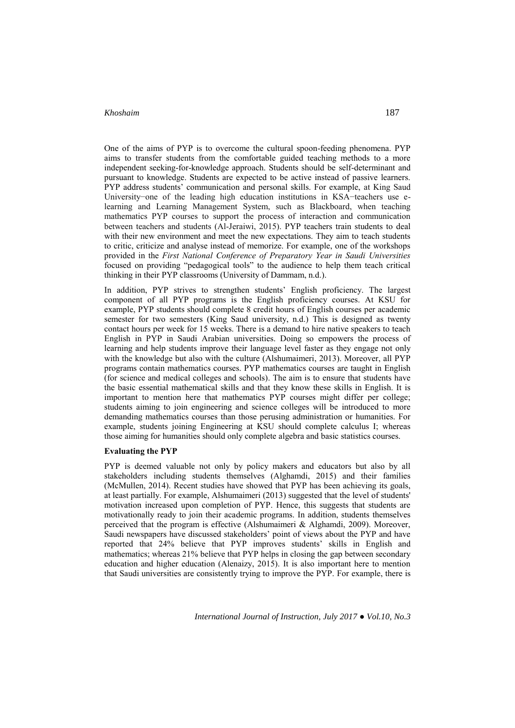One of the aims of PYP is to overcome the cultural spoon-feeding phenomena. PYP aims to transfer students from the comfortable guided teaching methods to a more independent seeking-for-knowledge approach. Students should be self-determinant and pursuant to knowledge. Students are expected to be active instead of passive learners. PYP address students' communication and personal skills. For example, at King Saud University−one of the leading high education institutions in KSA−teachers use e-learning and Learning Management System, such as Blackboard, when teaching mathematics PYP courses to support the process of interaction and communication between teachers and students (Al-Jeraiwi, 2015). PYP teachers train students to deal with their new environment and meet the new expectations. They aim to teach students to critic, criticize and analyse instead of memorize. For example, one of the workshops provided in the *First National Conference of Preparatory Year in Saudi Universities* focused on providing "pedagogical tools" to the audience to help them teach critical thinking in their PYP classrooms (University of Dammam, n.d.).

In addition, PYP strives to strengthen students' English proficiency. The largest component of all PYP programs is the English proficiency courses. At KSU for example, PYP students should complete 8 credit hours of English courses per academic semester for two semesters (King Saud university, n.d.) This is designed as twenty contact hours per week for 15 weeks. There is a demand to hire native speakers to teach English in PYP in Saudi Arabian universities. Doing so empowers the process of learning and help students improve their language level faster as they engage not only with the knowledge but also with the culture (Alshumaimeri, 2013). Moreover, all PYP programs contain mathematics courses. PYP mathematics courses are taught in English (for science and medical colleges and schools). The aim is to ensure that students have the basic essential mathematical skills and that they know these skills in English. It is important to mention here that mathematics PYP courses might differ per college; students aiming to join engineering and science colleges will be introduced to more demanding mathematics courses than those perusing administration or humanities. For example, students joining Engineering at KSU should complete calculus I; whereas those aiming for humanities should only complete algebra and basic statistics courses.

**Evaluating the PYP**

PYP is deemed valuable not only by policy makers and educators but also by all stakeholders including students themselves (Alghamdi, 2015) and their families (McMullen, 2014). Recent studies have showed that PYP has been achieving its goals, at least partially. For example, Alshumaimeri (2013) suggested that the level of students' motivation increased upon completion of PYP. Hence, this suggests that students are motivationally ready to join their academic programs. In addition, students themselves perceived that the program is effective (Alshumaimeri & Alghamdi, 2009). Moreover, Saudi newspapers have discussed stakeholders' point of views about the PYP and have reported that 24% believe that PYP improves students' skills in English and mathematics; whereas 21% believe that PYP helps in closing the gap between secondary education and higher education (Alenaizy, 2015). It is also important here to mention that Saudi universities are consistently trying to improve the PYP. For example, there is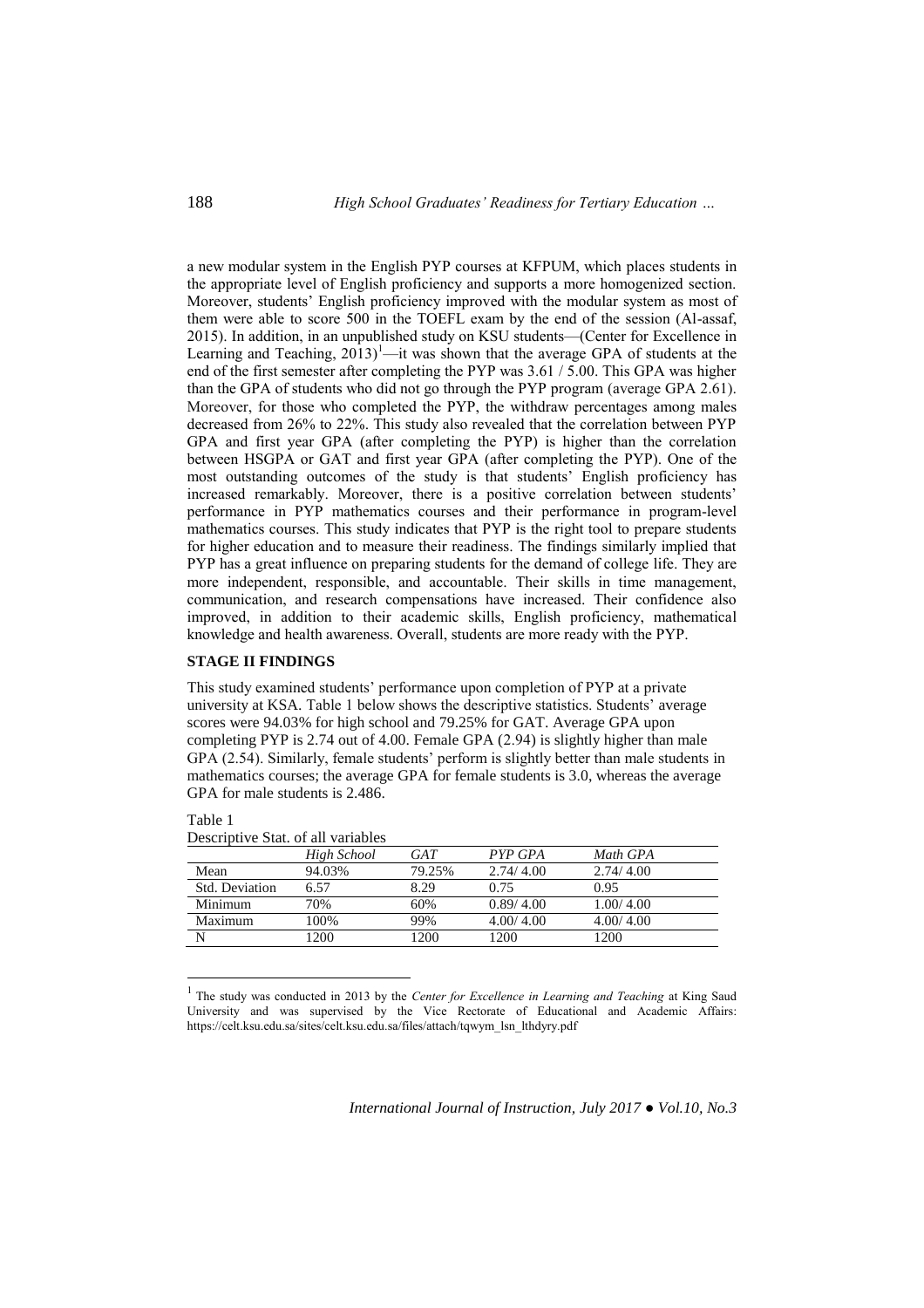a new modular system in the English PYP courses at KFPUM, which places students in the appropriate level of English proficiency and supports a more homogenized section. Moreover, students' English proficiency improved with the modular system as most of them were able to score 500 in the TOEFL exam by the end of the session (Al-assaf, 2015). In addition, in an unpublished study on KSU students—(Center for Excellence in Learning and Teaching, 2013)[1]—it was shown that the average GPA of students at the end of the first semester after completing the PYP was 3.61 / 5.00. This GPA was higher than the GPA of students who did not go through the PYP program (average GPA 2.61). Moreover, for those who completed the PYP, the withdraw percentages among males decreased from 26% to 22%. This study also revealed that the correlation between PYP GPA and first year GPA (after completing the PYP) is higher than the correlation between HSGPA or GAT and first year GPA (after completing the PYP). One of the most outstanding outcomes of the study is that students' English proficiency has increased remarkably. Moreover, there is a positive correlation between students' performance in PYP mathematics courses and their performance in program-level mathematics courses. This study indicates that PYP is the right tool to prepare students for higher education and to measure their readiness. The findings similarly implied that PYP has a great influence on preparing students for the demand of college life. They are more independent, responsible, and accountable. Their skills in time management, communication, and research compensations have increased. Their confidence also improved, in addition to their academic skills, English proficiency, mathematical knowledge and health awareness. Overall, students are more ready with the PYP.

## STAGE II FINDINGS

This study examined students' performance upon completion of PYP at a private university at KSA. Table 1 below shows the descriptive statistics. Students' average scores were 94.03% for high school and 79.25% for GAT. Average GPA upon completing PYP is 2.74 out of 4.00. Female GPA (2.94) is slightly higher than male GPA (2.54). Similarly, female students' perform is slightly better than male students in mathematics courses; the average GPA for female students is 3.0, whereas the average GPA for male students is 2.486.

Table 1

Descriptive Stat. of all variables

| | *High School* | *GAT* | *PYP GPA* | *Math GPA* |
|---|---|---|---|---|
| Mean | 94.03% | 79.25% | 2.74/ 4.00 | 2.74/ 4.00 |
| Std. Deviation | 6.57 | 8.29 | 0.75 | 0.95 |
| Minimum | 70% | 60% | 0.89/ 4.00 | 1.00/ 4.00 |
| Maximum | 100% | 99% | 4.00/ 4.00 | 4.00/ 4.00 |
| N | 1200 | 1200 | 1200 | 1200 |

[1] The study was conducted in 2013 by the *Center for Excellence in Learning and Teaching* at King Saud University and was supervised by the Vice Rectorate of Educational and Academic Affairs: https://celt.ksu.edu.sa/sites/celt.ksu.edu.sa/files/attach/tqwym_lsn_lthdyry.pdf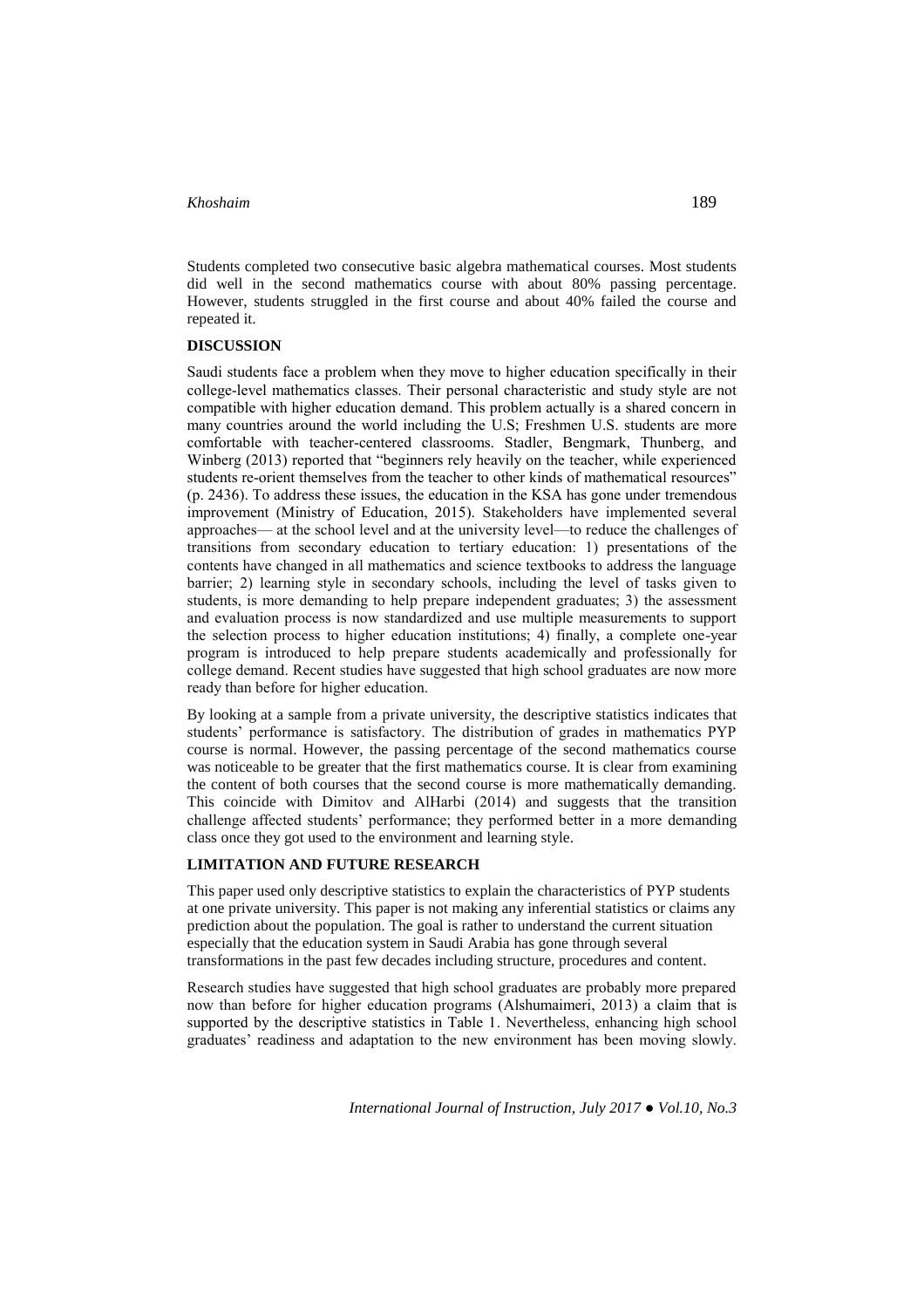Students completed two consecutive basic algebra mathematical courses. Most students did well in the second mathematics course with about 80% passing percentage. However, students struggled in the first course and about 40% failed the course and repeated it.

## DISCUSSION

Saudi students face a problem when they move to higher education specifically in their college-level mathematics classes. Their personal characteristic and study style are not compatible with higher education demand. This problem actually is a shared concern in many countries around the world including the U.S; Freshmen U.S. students are more comfortable with teacher-centered classrooms. Stadler, Bengmark, Thunberg, and Winberg (2013) reported that "beginners rely heavily on the teacher, while experienced students re-orient themselves from the teacher to other kinds of mathematical resources" (p. 2436). To address these issues, the education in the KSA has gone under tremendous improvement (Ministry of Education, 2015). Stakeholders have implemented several approaches— at the school level and at the university level—to reduce the challenges of transitions from secondary education to tertiary education: 1) presentations of the contents have changed in all mathematics and science textbooks to address the language barrier; 2) learning style in secondary schools, including the level of tasks given to students, is more demanding to help prepare independent graduates; 3) the assessment and evaluation process is now standardized and use multiple measurements to support the selection process to higher education institutions; 4) finally, a complete one-year program is introduced to help prepare students academically and professionally for college demand. Recent studies have suggested that high school graduates are now more ready than before for higher education.

By looking at a sample from a private university, the descriptive statistics indicates that students' performance is satisfactory. The distribution of grades in mathematics PYP course is normal. However, the passing percentage of the second mathematics course was noticeable to be greater that the first mathematics course. It is clear from examining the content of both courses that the second course is more mathematically demanding. This coincide with Dimitov and AlHarbi (2014) and suggests that the transition challenge affected students' performance; they performed better in a more demanding class once they got used to the environment and learning style.

## LIMITATION AND FUTURE RESEARCH

This paper used only descriptive statistics to explain the characteristics of PYP students at one private university. This paper is not making any inferential statistics or claims any prediction about the population. The goal is rather to understand the current situation especially that the education system in Saudi Arabia has gone through several transformations in the past few decades including structure, procedures and content.

Research studies have suggested that high school graduates are probably more prepared now than before for higher education programs (Alshumaimeri, 2013) a claim that is supported by the descriptive statistics in Table 1. Nevertheless, enhancing high school graduates' readiness and adaptation to the new environment has been moving slowly.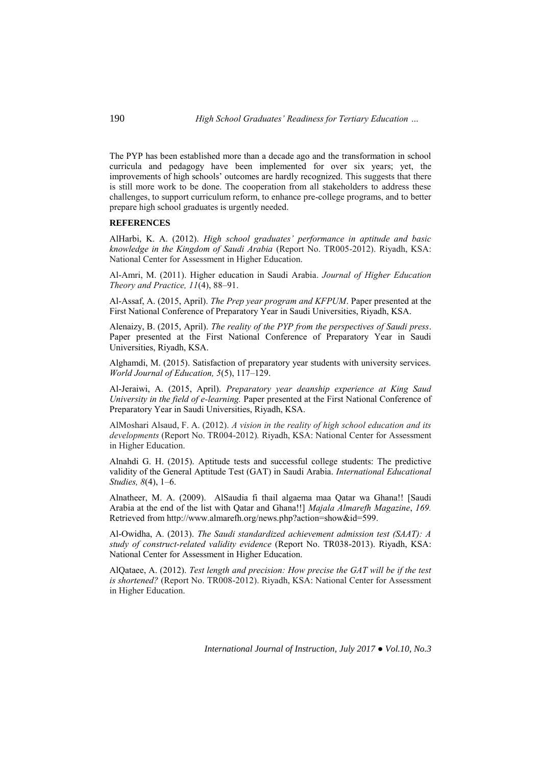The PYP has been established more than a decade ago and the transformation in school curricula and pedagogy have been implemented for over six years; yet, the improvements of high schools' outcomes are hardly recognized. This suggests that there is still more work to be done. The cooperation from all stakeholders to address these challenges, to support curriculum reform, to enhance pre-college programs, and to better prepare high school graduates is urgently needed.

## REFERENCES

AlHarbi, K. A. (2012). *High school graduates' performance in aptitude and basic knowledge in the Kingdom of Saudi Arabia* (Report No. TR005-2012). Riyadh, KSA: National Center for Assessment in Higher Education.

Al-Amri, M. (2011). Higher education in Saudi Arabia. *Journal of Higher Education Theory and Practice, 11*(4), 88–91.

Al-Assaf, A. (2015, April). *The Prep year program and KFPUM*. Paper presented at the First National Conference of Preparatory Year in Saudi Universities, Riyadh, KSA.

Alenaizy, B. (2015, April). *The reality of the PYP from the perspectives of Saudi press*. Paper presented at the First National Conference of Preparatory Year in Saudi Universities, Riyadh, KSA.

Alghamdi, M. (2015). Satisfaction of preparatory year students with university services. *World Journal of Education, 5*(5), 117–129.

Al-Jeraiwi, A. (2015, April). *Preparatory year deanship experience at King Saud University in the field of e-learning.* Paper presented at the First National Conference of Preparatory Year in Saudi Universities, Riyadh, KSA.

AlMoshari Alsaud, F. A. (2012). *A vision in the reality of high school education and its developments* (Report No. TR004-2012). Riyadh, KSA: National Center for Assessment in Higher Education.

Alnahdi G. H. (2015). Aptitude tests and successful college students: The predictive validity of the General Aptitude Test (GAT) in Saudi Arabia. *International Educational Studies, 8*(4), 1–6.

Alnatheer, M. A. (2009). AlSaudia fi thail algaema maa Qatar wa Ghana!! [Saudi Arabia at the end of the list with Qatar and Ghana!!] *Majala Almarefh Magazine*, *169.* Retrieved from http://www.almarefh.org/news.php?action=show&id=599.

Al-Owidha, A. (2013). *The Saudi standardized achievement admission test (SAAT): A study of construct-related validity evidence* (Report No. TR038-2013). Riyadh, KSA: National Center for Assessment in Higher Education.

AlQataee, A. (2012). *Test length and precision: How precise the GAT will be if the test is shortened?* (Report No. TR008-2012). Riyadh, KSA: National Center for Assessment in Higher Education.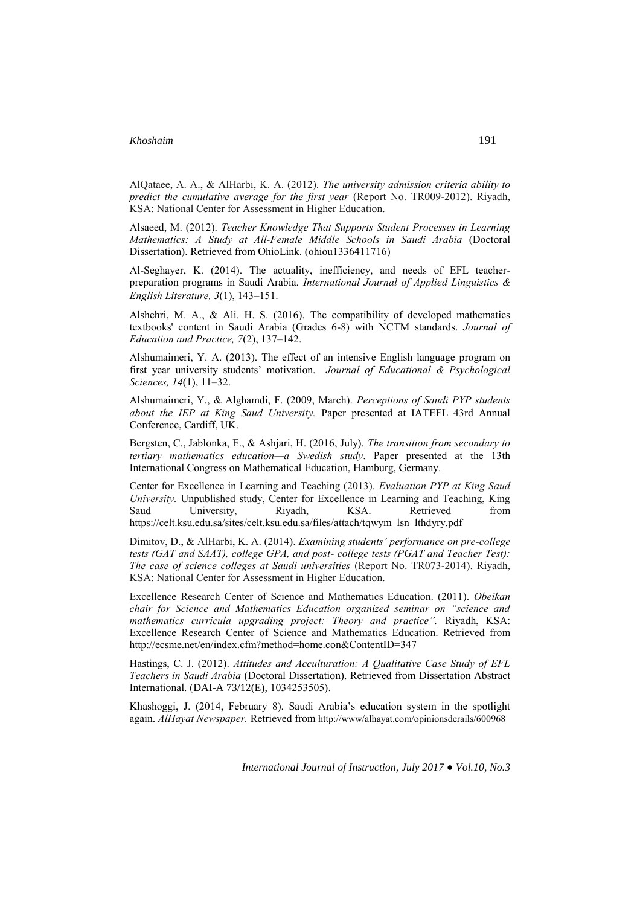AlQataee, A. A., & AlHarbi, K. A. (2012). *The university admission criteria ability to predict the cumulative average for the first year* (Report No. TR009-2012). Riyadh, KSA: National Center for Assessment in Higher Education.

Alsaeed, M. (2012). *Teacher Knowledge That Supports Student Processes in Learning Mathematics: A Study at All-Female Middle Schools in Saudi Arabia* (Doctoral Dissertation). Retrieved from OhioLink. (ohiou1336411716)

Al-Seghayer, K. (2014). The actuality, inefficiency, and needs of EFL teacher-preparation programs in Saudi Arabia. *International Journal of Applied Linguistics & English Literature, 3*(1), 143–151.

Alshehri, M. A., & Ali. H. S. (2016). The compatibility of developed mathematics textbooks' content in Saudi Arabia (Grades 6-8) with NCTM standards. *Journal of Education and Practice, 7*(2), 137–142.

Alshumaimeri, Y. A. (2013). The effect of an intensive English language program on first year university students' motivation. *Journal of Educational & Psychological Sciences, 14*(1), 11–32.

Alshumaimeri, Y., & Alghamdi, F. (2009, March). *Perceptions of Saudi PYP students about the IEP at King Saud University.* Paper presented at IATEFL 43rd Annual Conference, Cardiff, UK.

Bergsten, C., Jablonka, E., & Ashjari, H. (2016, July). *The transition from secondary to tertiary mathematics education—a Swedish study*. Paper presented at the 13th International Congress on Mathematical Education, Hamburg, Germany.

Center for Excellence in Learning and Teaching (2013). *Evaluation PYP at King Saud University.* Unpublished study, Center for Excellence in Learning and Teaching, King Saud University, Riyadh, KSA. Retrieved from https://celt.ksu.edu.sa/sites/celt.ksu.edu.sa/files/attach/tqwym_lsn_lthdyry.pdf

Dimitov, D., & AlHarbi, K. A. (2014). *Examining students' performance on pre-college tests (GAT and SAAT), college GPA, and post- college tests (PGAT and Teacher Test): The case of science colleges at Saudi universities* (Report No. TR073-2014). Riyadh, KSA: National Center for Assessment in Higher Education.

Excellence Research Center of Science and Mathematics Education. (2011). *Obeikan chair for Science and Mathematics Education organized seminar on "science and mathematics curricula upgrading project: Theory and practice".* Riyadh, KSA: Excellence Research Center of Science and Mathematics Education. Retrieved from http://ecsme.net/en/index.cfm?method=home.con&ContentID=347

Hastings, C. J. (2012). *Attitudes and Acculturation: A Qualitative Case Study of EFL Teachers in Saudi Arabia* (Doctoral Dissertation). Retrieved from Dissertation Abstract International. (DAI-A 73/12(E), 1034253505).

Khashoggi, J. (2014, February 8). Saudi Arabia's education system in the spotlight again. *AlHayat Newspaper.* Retrieved from http://www/alhayat.com/opinionsderails/600968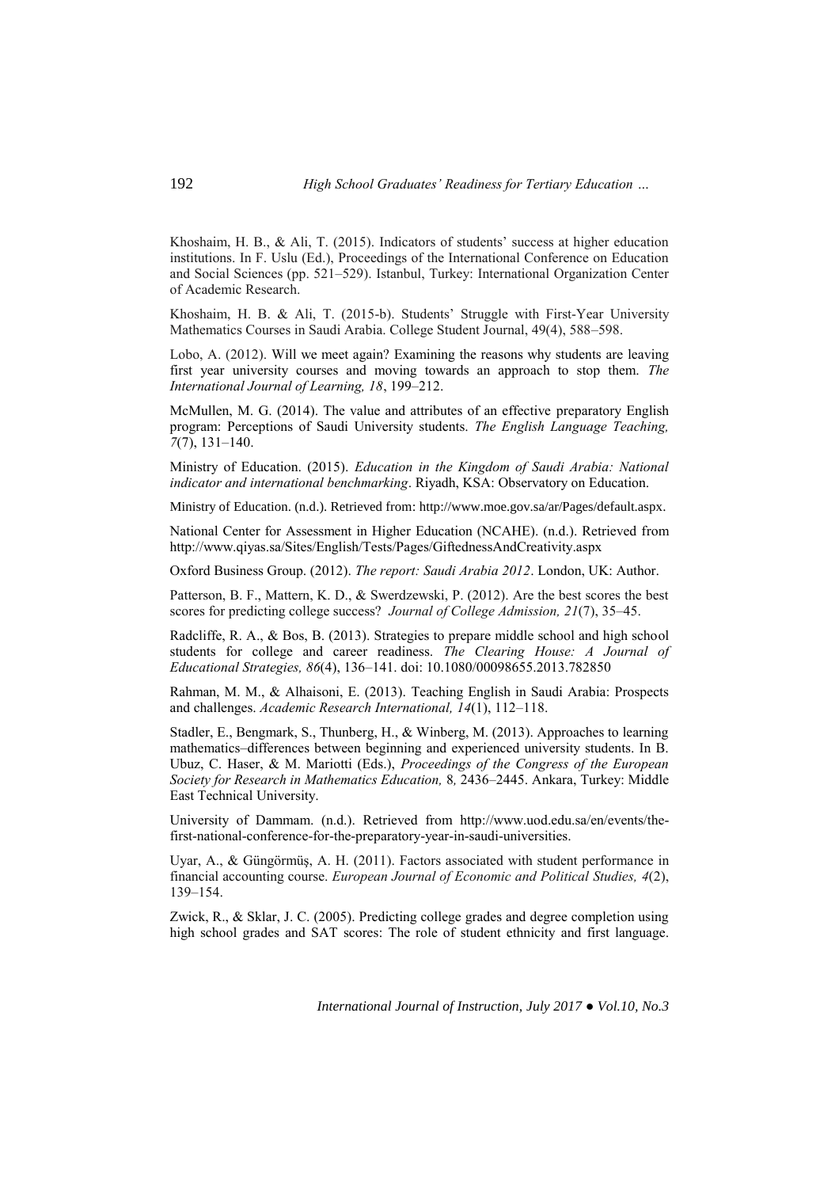Khoshaim, H. B., & Ali, T. (2015). Indicators of students' success at higher education institutions. In F. Uslu (Ed.), Proceedings of the International Conference on Education and Social Sciences (pp. 521–529). Istanbul, Turkey: International Organization Center of Academic Research.

Khoshaim, H. B. & Ali, T. (2015-b). Students' Struggle with First-Year University Mathematics Courses in Saudi Arabia. College Student Journal, 49(4), 588–598.

Lobo, A. (2012). Will we meet again? Examining the reasons why students are leaving first year university courses and moving towards an approach to stop them. *The International Journal of Learning, 18*, 199–212.

McMullen, M. G. (2014). The value and attributes of an effective preparatory English program: Perceptions of Saudi University students. *The English Language Teaching, 7*(7), 131–140.

Ministry of Education. (2015). *Education in the Kingdom of Saudi Arabia: National indicator and international benchmarking*. Riyadh, KSA: Observatory on Education.

Ministry of Education. (n.d.). Retrieved from: http://www.moe.gov.sa/ar/Pages/default.aspx.

National Center for Assessment in Higher Education (NCAHE). (n.d.). Retrieved from http://www.qiyas.sa/Sites/English/Tests/Pages/GiftednessAndCreativity.aspx

Oxford Business Group. (2012). *The report: Saudi Arabia 2012*. London, UK: Author.

Patterson, B. F., Mattern, K. D., & Swerdzewski, P. (2012). Are the best scores the best scores for predicting college success? *Journal of College Admission, 21*(7), 35–45.

Radcliffe, R. A., & Bos, B. (2013). Strategies to prepare middle school and high school students for college and career readiness. *The Clearing House: A Journal of Educational Strategies, 86*(4), 136–141. doi: 10.1080/00098655.2013.782850

Rahman, M. M., & Alhaisoni, E. (2013). Teaching English in Saudi Arabia: Prospects and challenges. *Academic Research International, 14*(1), 112–118.

Stadler, E., Bengmark, S., Thunberg, H., & Winberg, M. (2013). Approaches to learning mathematics–differences between beginning and experienced university students. In B. Ubuz, C. Haser, & M. Mariotti (Eds.), *Proceedings of the Congress of the European Society for Research in Mathematics Education,* 8*,* 2436–2445. Ankara, Turkey: Middle East Technical University.

University of Dammam. (n.d.). Retrieved from http://www.uod.edu.sa/en/events/the-first-national-conference-for-the-preparatory-year-in-saudi-universities.

Uyar, A., & Güngörmüş, A. H. (2011). Factors associated with student performance in financial accounting course. *European Journal of Economic and Political Studies, 4*(2), 139–154.

Zwick, R., & Sklar, J. C. (2005). Predicting college grades and degree completion using high school grades and SAT scores: The role of student ethnicity and first language.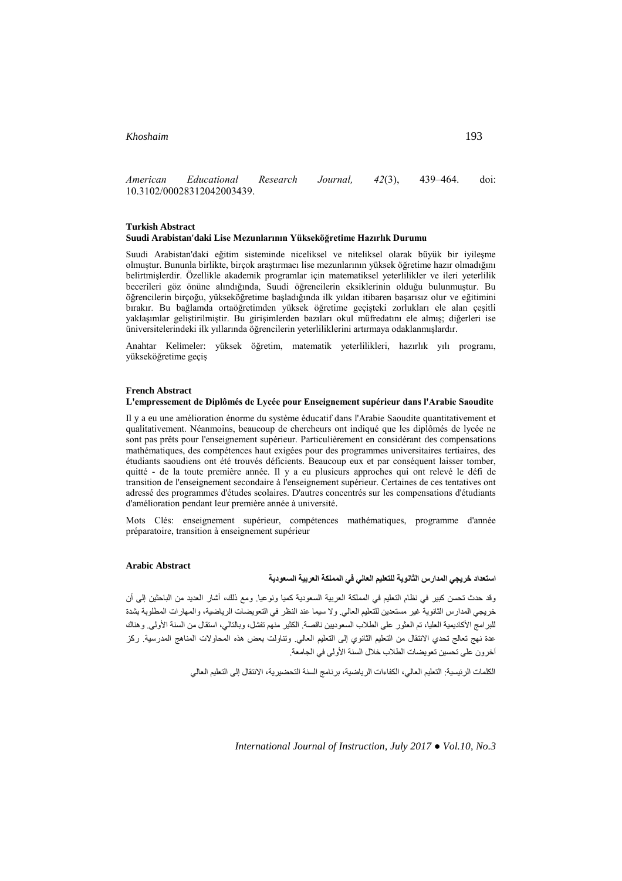*American Educational Research Journal, 42*(3), 439–464. doi: 10.3102/00028312042003439.

**Turkish Abstract**

**Suudi Arabistan'daki Lise Mezunlarının Yükseköğretime Hazırlık Durumu**

Suudi Arabistan'daki eğitim sisteminde niceliksel ve niteliksel olarak büyük bir iyileşme olmuştur. Bununla birlikte, birçok araştırmacı lise mezunlarının yüksek öğretime hazır olmadığını belirtmişlerdir. Özellikle akademik programlar için matematiksel yeterlilikler ve ileri yeterlilik becerileri göz önüne alındığında, Suudi öğrencilerin eksikleri olduğu bulunmuştur. Bu öğrencilerin birçoğu, yükseköğretime başladığında ilk yıldan itibaren başarısız olur ve eğitimini bırakır. Bu bağlamda ortaöğretimden yüksek öğretime geçişteki zorlukları ele alan çeşitli yaklaşımlar geliştirilmiştir. Bu girişimlerden bazıları okul müfredatını ele almış; diğerleri ise üniversitelerindeki ilk yıllarında öğrencilerin yeterliliklerini artırmaya odaklanmışlardır.

Anahtar Kelimeler: yüksek öğretim, matematik yeterlilikleri, hazırlık yılı programı, yükseköğretime geçiş

**French Abstract**

**L'empressement de Diplômés de Lycée pour Enseignement supérieur dans l'Arabie Saoudite**

Il y a eu une amélioration énorme du système éducatif dans l'Arabie Saoudite quantitativement et qualitativement. Néanmoins, beaucoup de chercheurs ont indiqué que les diplômés de lycée ne sont pas prêts pour l'enseignement supérieur. Particulièrement en considérant des compensations mathématiques, des compétences haut exigées pour des programmes universitaires tertiaires, des étudiants saoudiens ont été trouvés déficients. Beaucoup eux et par conséquent laisser tomber, quitté - de la toute première année. Il y a eu plusieurs approches qui ont relevé le défi de transition de l'enseignement secondaire à l'enseignement supérieur. Certaines de ces tentatives ont adressé des programmes d'études scolaires. D'autres concentrés sur les compensations d'étudiants d'amélioration pendant leur première année à université.

Mots Clés: enseignement supérieur, compétences mathématiques, programme d'année préparatoire, transition à enseignement supérieur

**Arabic Abstract**

**استعداد خريجي المدارس الثانوية للتعليم العالي في المملكة العربية السعودية**

وقد حدث تحسن كبير في نظام التعليم في المملكة العربية السعودية كميا ونوعيا. ومع ذلك، أشار العديد من الباحثين إلى أن خريجي المدارس الثانوية غير مستعدين للتعليم العالي. ولا سيما عند النظر في التعويضات الرياضية، والمهارات المطلوبة بشدة للبرامج الأكاديمية العليا، تم العثور على الطلاب السعوديين ناقصة. الكثير منهم تفشل، وبالتالي، استقال من السنة الأولى. وهناك عدة نهج تعالج تحدي الانتقال من التعليم الثانوي إلى التعليم العالي. وتناولت بعض هذه المحاولات المناهج المدرسية. ركز آخرون على تحسين تعويضات الطلاب خلال السنة الأولى في الجامعة.

الكلمات الرئيسية: التعليم العالي، الكفاءات الرياضية، برنامج السنة التحضيرية، الانتقال إلى التعليم العالي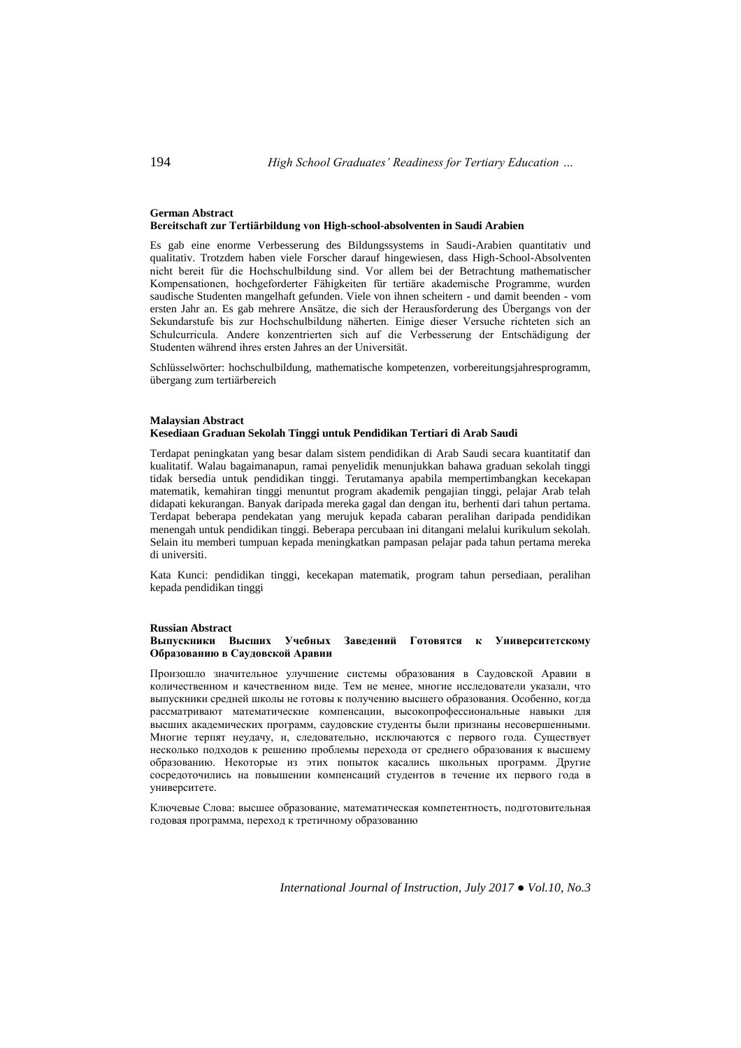**German Abstract**

**Bereitschaft zur Tertiärbildung von High-school-absolventen in Saudi Arabien**

Es gab eine enorme Verbesserung des Bildungssystems in Saudi-Arabien quantitativ und qualitativ. Trotzdem haben viele Forscher darauf hingewiesen, dass High-School-Absolventen nicht bereit für die Hochschulbildung sind. Vor allem bei der Betrachtung mathematischer Kompensationen, hochgeforderter Fähigkeiten für tertiäre akademische Programme, wurden saudische Studenten mangelhaft gefunden. Viele von ihnen scheitern - und damit beenden - vom ersten Jahr an. Es gab mehrere Ansätze, die sich der Herausforderung des Übergangs von der Sekundarstufe bis zur Hochschulbildung näherten. Einige dieser Versuche richteten sich an Schulcurricula. Andere konzentrierten sich auf die Verbesserung der Entschädigung der Studenten während ihres ersten Jahres an der Universität.

Schlüsselwörter: hochschulbildung, mathematische kompetenzen, vorbereitungsjahresprogramm, übergang zum tertiärbereich

**Malaysian Abstract**

**Kesediaan Graduan Sekolah Tinggi untuk Pendidikan Tertiari di Arab Saudi**

Terdapat peningkatan yang besar dalam sistem pendidikan di Arab Saudi secara kuantitatif dan kualitatif. Walau bagaimanapun, ramai penyelidik menunjukkan bahawa graduan sekolah tinggi tidak bersedia untuk pendidikan tinggi. Terutamanya apabila mempertimbangkan kecekapan matematik, kemahiran tinggi menuntut program akademik pengajian tinggi, pelajar Arab telah didapati kekurangan. Banyak daripada mereka gagal dan dengan itu, berhenti dari tahun pertama. Terdapat beberapa pendekatan yang merujuk kepada cabaran peralihan daripada pendidikan menengah untuk pendidikan tinggi. Beberapa percubaan ini ditangani melalui kurikulum sekolah. Selain itu memberi tumpuan kepada meningkatkan pampasan pelajar pada tahun pertama mereka di universiti.

Kata Kunci: pendidikan tinggi, kecekapan matematik, program tahun persediaan, peralihan kepada pendidikan tinggi

**Russian Abstract**

**Выпускники Высших Учебных Заведений Готовятся к Университетскому Образованию в Саудовской Аравии**

Произошло значительное улучшение системы образования в Саудовской Аравии в количественном и качественном виде. Тем не менее, многие исследователи указали, что выпускники средней школы не готовы к получению высшего образования. Особенно, когда рассматривают математические компенсации, высокопрофессиональные навыки для высших академических программ, саудовские студенты были признаны несовершенными. Многие терпят неудачу, и, следовательно, исключаются с первого года. Существует несколько подходов к решению проблемы перехода от среднего образования к высшему образованию. Некоторые из этих попыток касались школьных программ. Другие сосредоточились на повышении компенсаций студентов в течение их первого года в университете.

Ключевые Слова: высшее образование, математическая компетентность, подготовительная годовая программа, переход к третичному образованию